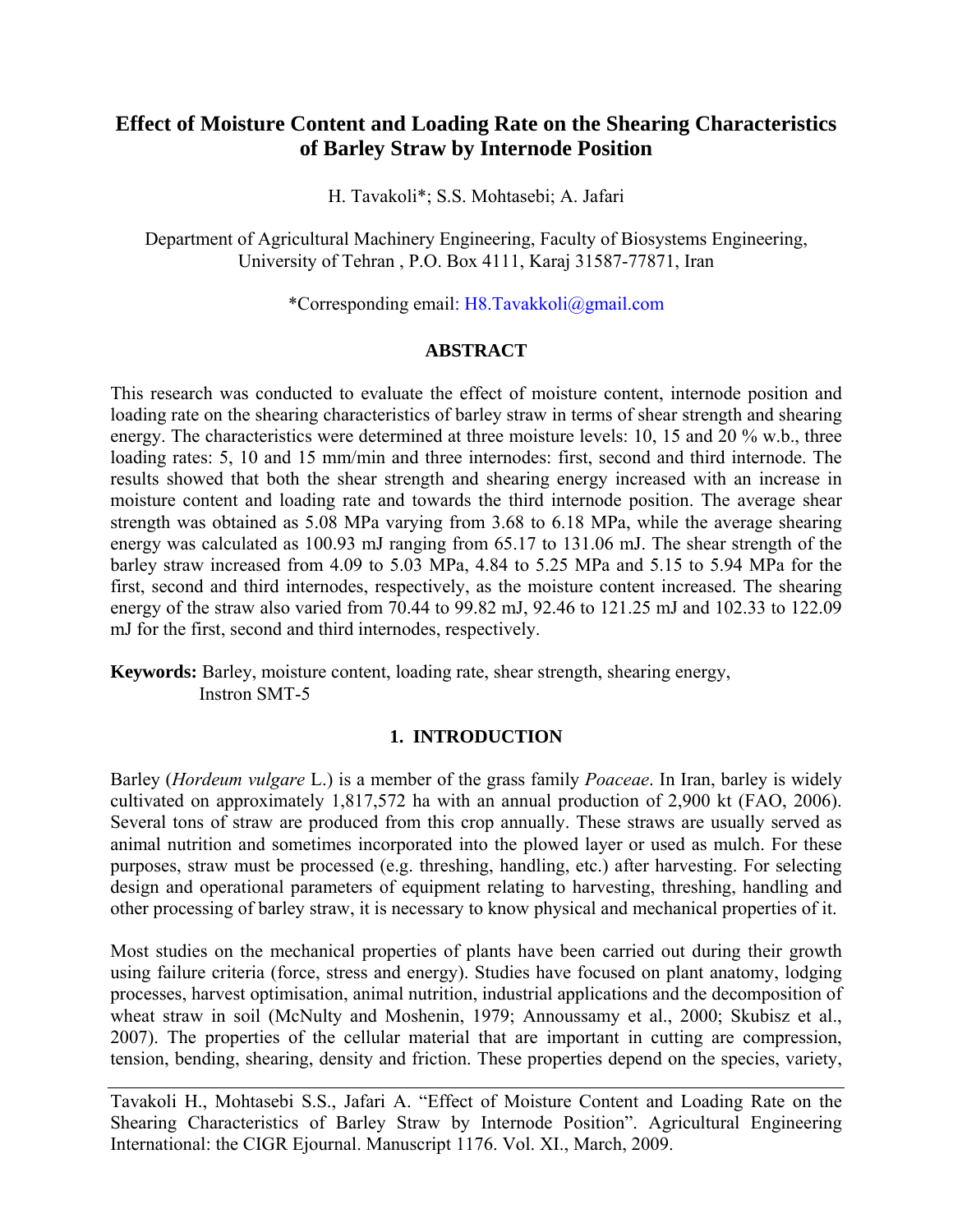# Effect of Moisture Content and Loading Rate on the Shearing Characteristics of Barley Straw by Internode Position

H. Tavakoli*; S.S. Mohtasebi; A. Jafari

Department of Agricultural Machinery Engineering, Faculty of Biosystems Engineering, University of Tehran , P.O. Box 4111, Karaj 31587-77871, Iran

*Corresponding email: H8.Tavakkoli@gmail.com

## ABSTRACT

This research was conducted to evaluate the effect of moisture content, internode position and loading rate on the shearing characteristics of barley straw in terms of shear strength and shearing energy. The characteristics were determined at three moisture levels: 10, 15 and 20 % w.b., three loading rates: 5, 10 and 15 mm/min and three internodes: first, second and third internode. The results showed that both the shear strength and shearing energy increased with an increase in moisture content and loading rate and towards the third internode position. The average shear strength was obtained as 5.08 MPa varying from 3.68 to 6.18 MPa, while the average shearing energy was calculated as 100.93 mJ ranging from 65.17 to 131.06 mJ. The shear strength of the barley straw increased from 4.09 to 5.03 MPa, 4.84 to 5.25 MPa and 5.15 to 5.94 MPa for the first, second and third internodes, respectively, as the moisture content increased. The shearing energy of the straw also varied from 70.44 to 99.82 mJ, 92.46 to 121.25 mJ and 102.33 to 122.09 mJ for the first, second and third internodes, respectively.

**Keywords:** Barley, moisture content, loading rate, shear strength, shearing energy, Instron SMT-5

## 1. INTRODUCTION

Barley (*Hordeum vulgare* L.) is a member of the grass family *Poaceae*. In Iran, barley is widely cultivated on approximately 1,817,572 ha with an annual production of 2,900 kt (FAO, 2006). Several tons of straw are produced from this crop annually. These straws are usually served as animal nutrition and sometimes incorporated into the plowed layer or used as mulch. For these purposes, straw must be processed (e.g. threshing, handling, etc.) after harvesting. For selecting design and operational parameters of equipment relating to harvesting, threshing, handling and other processing of barley straw, it is necessary to know physical and mechanical properties of it.

Most studies on the mechanical properties of plants have been carried out during their growth using failure criteria (force, stress and energy). Studies have focused on plant anatomy, lodging processes, harvest optimisation, animal nutrition, industrial applications and the decomposition of wheat straw in soil (McNulty and Moshenin, 1979; Annoussamy et al., 2000; Skubisz et al., 2007). The properties of the cellular material that are important in cutting are compression, tension, bending, shearing, density and friction. These properties depend on the species, variety,

Tavakoli H., Mohtasebi S.S., Jafari A. "Effect of Moisture Content and Loading Rate on the Shearing Characteristics of Barley Straw by Internode Position". Agricultural Engineering International: the CIGR Ejournal. Manuscript 1176. Vol. XI., March, 2009.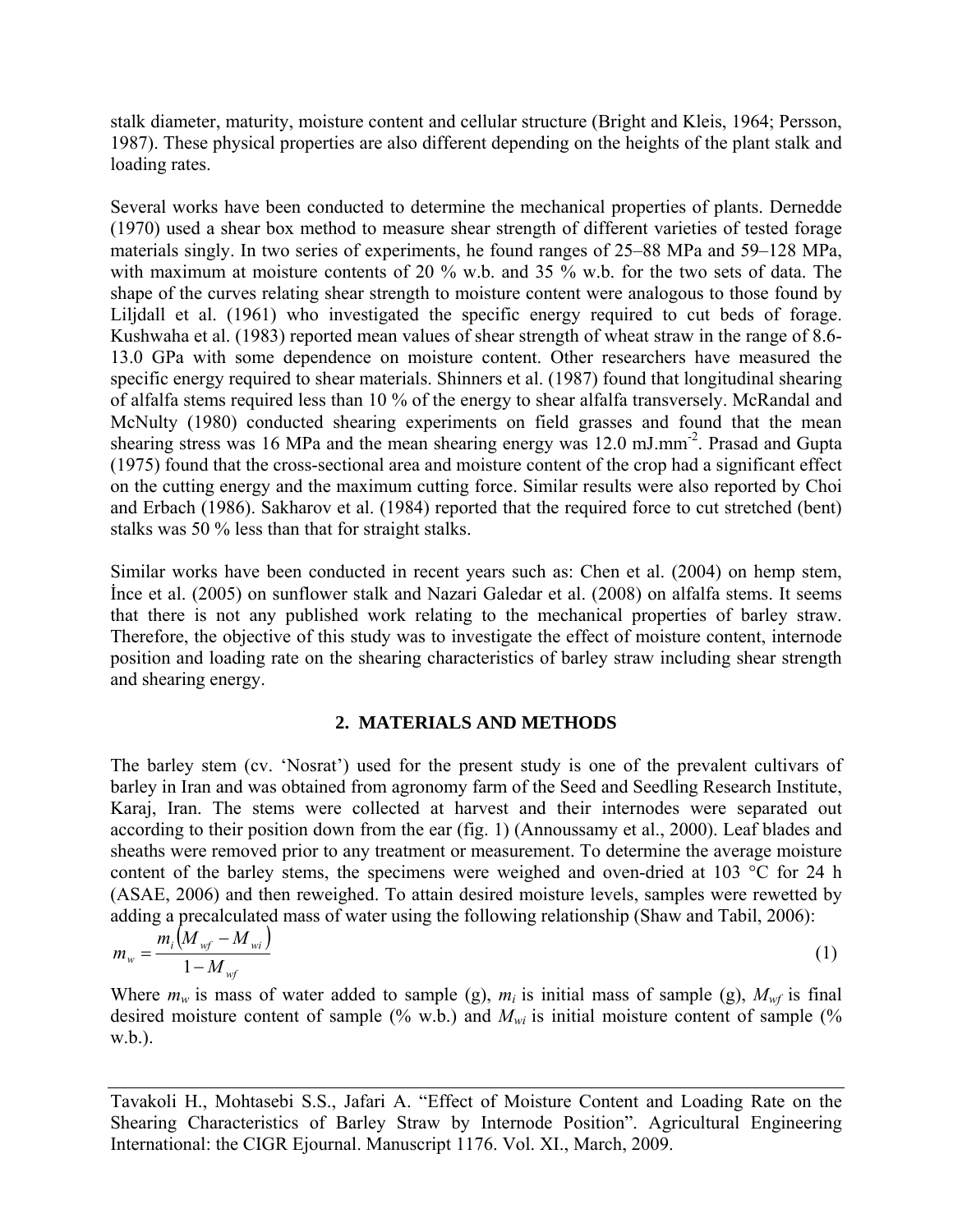stalk diameter, maturity, moisture content and cellular structure (Bright and Kleis, 1964; Persson, 1987). These physical properties are also different depending on the heights of the plant stalk and loading rates.

Several works have been conducted to determine the mechanical properties of plants. Dernedde (1970) used a shear box method to measure shear strength of different varieties of tested forage materials singly. In two series of experiments, he found ranges of 25–88 MPa and 59–128 MPa, with maximum at moisture contents of 20 % w.b. and 35 % w.b. for the two sets of data. The shape of the curves relating shear strength to moisture content were analogous to those found by Liljdall et al. (1961) who investigated the specific energy required to cut beds of forage. Kushwaha et al. (1983) reported mean values of shear strength of wheat straw in the range of 8.6-13.0 GPa with some dependence on moisture content. Other researchers have measured the specific energy required to shear materials. Shinners et al. (1987) found that longitudinal shearing of alfalfa stems required less than 10 % of the energy to shear alfalfa transversely. McRandal and McNulty (1980) conducted shearing experiments on field grasses and found that the mean shearing stress was 16 MPa and the mean shearing energy was 12.0 mJ.mm$^{-2}$. Prasad and Gupta (1975) found that the cross-sectional area and moisture content of the crop had a significant effect on the cutting energy and the maximum cutting force. Similar results were also reported by Choi and Erbach (1986). Sakharov et al. (1984) reported that the required force to cut stretched (bent) stalks was 50 % less than that for straight stalks.

Similar works have been conducted in recent years such as: Chen et al. (2004) on hemp stem, İnce et al. (2005) on sunflower stalk and Nazari Galedar et al. (2008) on alfalfa stems. It seems that there is not any published work relating to the mechanical properties of barley straw. Therefore, the objective of this study was to investigate the effect of moisture content, internode position and loading rate on the shearing characteristics of barley straw including shear strength and shearing energy.

## 2. MATERIALS AND METHODS

The barley stem (cv. 'Nosrat') used for the present study is one of the prevalent cultivars of barley in Iran and was obtained from agronomy farm of the Seed and Seedling Research Institute, Karaj, Iran. The stems were collected at harvest and their internodes were separated out according to their position down from the ear (fig. 1) (Annoussamy et al., 2000). Leaf blades and sheaths were removed prior to any treatment or measurement. To determine the average moisture content of the barley stems, the specimens were weighed and oven-dried at 103 °C for 24 h (ASAE, 2006) and then reweighed. To attain desired moisture levels, samples were rewetted by adding a precalculated mass of water using the following relationship (Shaw and Tabil, 2006):

$$m_w = \frac{m_i \left( M_{wf} - M_{wi} \right)}{1 - M_{wf}} \tag{1}$$

Where $m_w$ is mass of water added to sample (g), $m_i$ is initial mass of sample (g), $M_{wf}$ is final desired moisture content of sample (% w.b.) and $M_{wi}$ is initial moisture content of sample (% w.b.).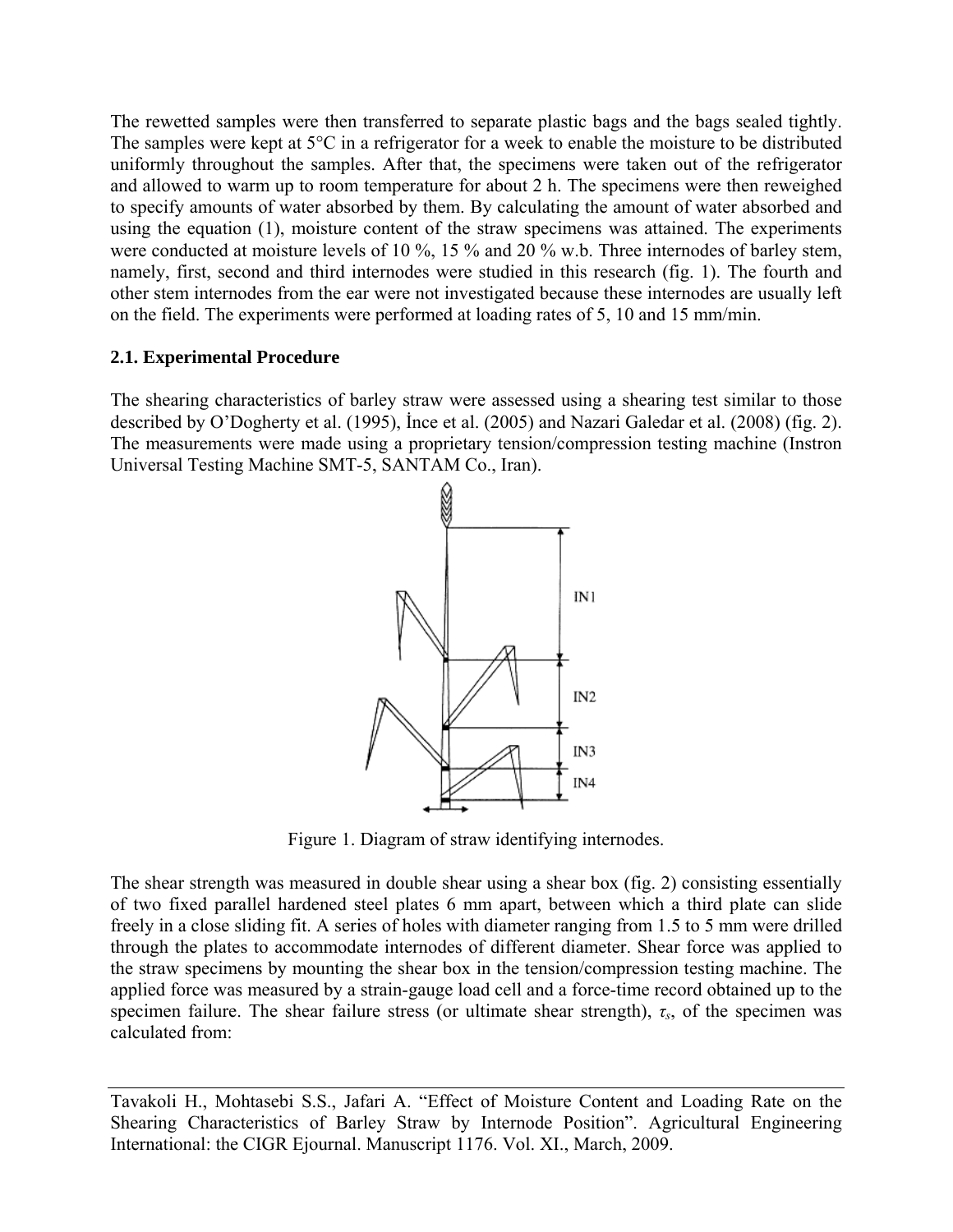The rewetted samples were then transferred to separate plastic bags and the bags sealed tightly. The samples were kept at 5°C in a refrigerator for a week to enable the moisture to be distributed uniformly throughout the samples. After that, the specimens were taken out of the refrigerator and allowed to warm up to room temperature for about 2 h. The specimens were then reweighed to specify amounts of water absorbed by them. By calculating the amount of water absorbed and using the equation (1), moisture content of the straw specimens was attained. The experiments were conducted at moisture levels of 10 %, 15 % and 20 % w.b. Three internodes of barley stem, namely, first, second and third internodes were studied in this research (fig. 1). The fourth and other stem internodes from the ear were not investigated because these internodes are usually left on the field. The experiments were performed at loading rates of 5, 10 and 15 mm/min.

## 2.1. Experimental Procedure

The shearing characteristics of barley straw were assessed using a shearing test similar to those described by O'Dogherty et al. (1995), İnce et al. (2005) and Nazari Galedar et al. (2008) (fig. 2). The measurements were made using a proprietary tension/compression testing machine (Instron Universal Testing Machine SMT-5, SANTAM Co., Iran).

Figure 1. Diagram of straw identifying internodes.

The shear strength was measured in double shear using a shear box (fig. 2) consisting essentially of two fixed parallel hardened steel plates 6 mm apart, between which a third plate can slide freely in a close sliding fit. A series of holes with diameter ranging from 1.5 to 5 mm were drilled through the plates to accommodate internodes of different diameter. Shear force was applied to the straw specimens by mounting the shear box in the tension/compression testing machine. The applied force was measured by a strain-gauge load cell and a force-time record obtained up to the specimen failure. The shear failure stress (or ultimate shear strength), $\tau_s$, of the specimen was calculated from: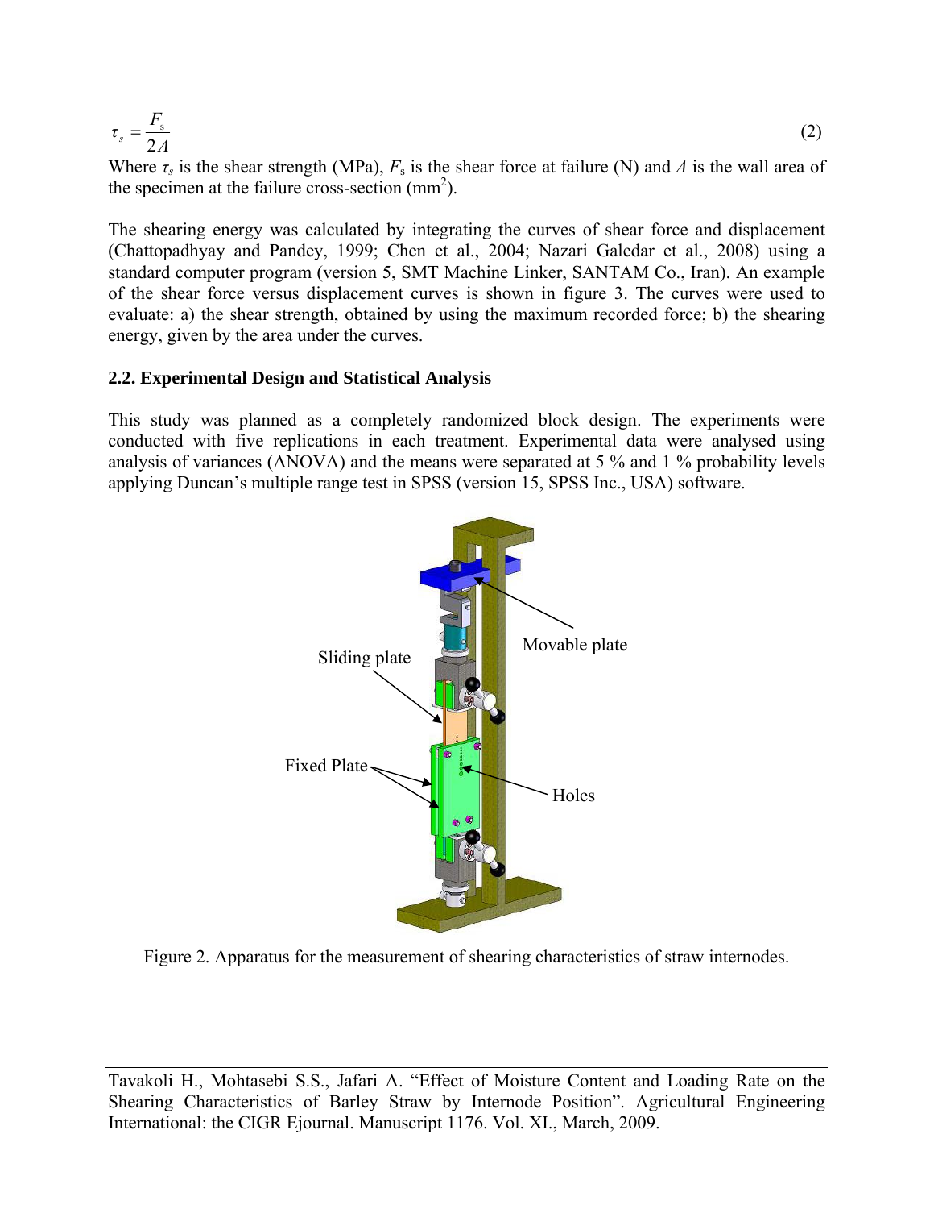$$\tau_s = \frac{F_s}{2A} \tag{2}$$

Where $\tau_s$ is the shear strength (MPa), $F_s$ is the shear force at failure (N) and $A$ is the wall area of the specimen at the failure cross-section ($mm^2$).

The shearing energy was calculated by integrating the curves of shear force and displacement (Chattopadhyay and Pandey, 1999; Chen et al., 2004; Nazari Galedar et al., 2008) using a standard computer program (version 5, SMT Machine Linker, SANTAM Co., Iran). An example of the shear force versus displacement curves is shown in figure 3. The curves were used to evaluate: a) the shear strength, obtained by using the maximum recorded force; b) the shearing energy, given by the area under the curves.

### 2.2. Experimental Design and Statistical Analysis

This study was planned as a completely randomized block design. The experiments were conducted with five replications in each treatment. Experimental data were analysed using analysis of variances (ANOVA) and the means were separated at 5 % and 1 % probability levels applying Duncan's multiple range test in SPSS (version 15, SPSS Inc., USA) software.

Sliding plate

Movable plate

Fixed Plate

Holes

Figure 2. Apparatus for the measurement of shearing characteristics of straw internodes.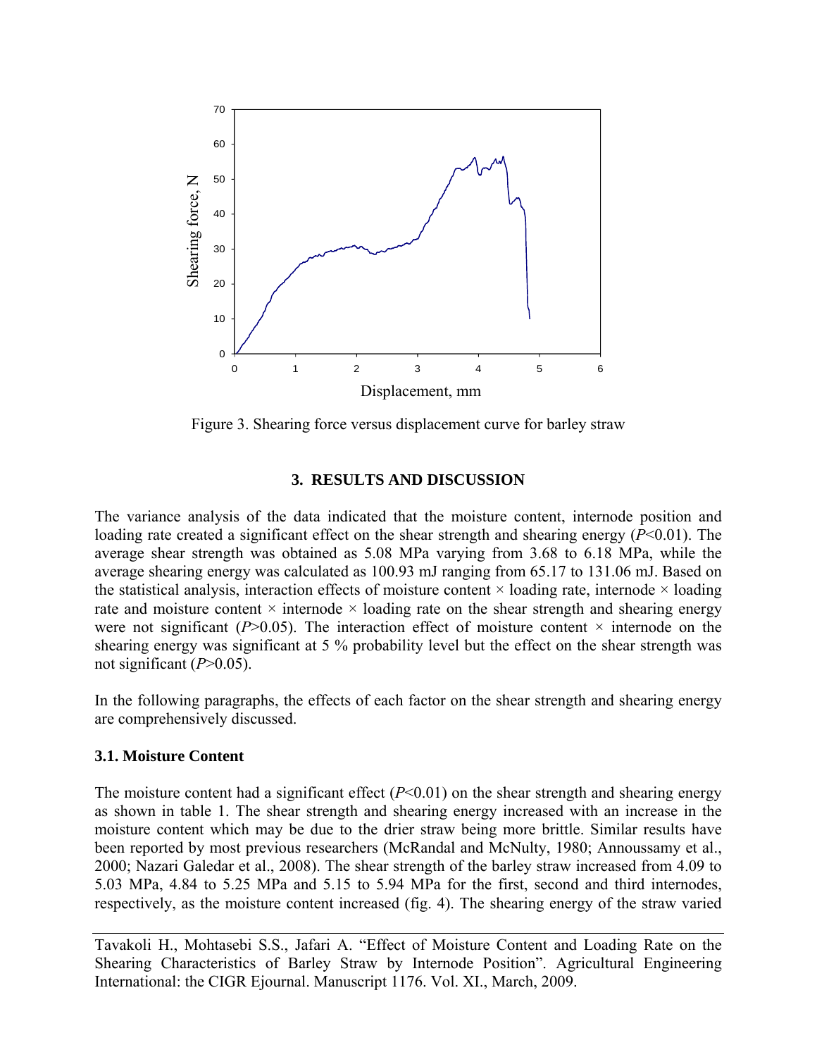Figure 3. Shearing force versus displacement curve for barley straw

## 3. RESULTS AND DISCUSSION

The variance analysis of the data indicated that the moisture content, internode position and loading rate created a significant effect on the shear strength and shearing energy ($P<0.01$). The average shear strength was obtained as 5.08 MPa varying from 3.68 to 6.18 MPa, while the average shearing energy was calculated as 100.93 mJ ranging from 65.17 to 131.06 mJ. Based on the statistical analysis, interaction effects of moisture content × loading rate, internode × loading rate and moisture content × internode × loading rate on the shear strength and shearing energy were not significant ($P>0.05$). The interaction effect of moisture content × internode on the shearing energy was significant at 5 % probability level but the effect on the shear strength was not significant ($P>0.05$).

In the following paragraphs, the effects of each factor on the shear strength and shearing energy are comprehensively discussed.

### 3.1. Moisture Content

The moisture content had a significant effect ($P<0.01$) on the shear strength and shearing energy as shown in table 1. The shear strength and shearing energy increased with an increase in the moisture content which may be due to the drier straw being more brittle. Similar results have been reported by most previous researchers (McRandal and McNulty, 1980; Annoussamy et al., 2000; Nazari Galedar et al., 2008). The shear strength of the barley straw increased from 4.09 to 5.03 MPa, 4.84 to 5.25 MPa and 5.15 to 5.94 MPa for the first, second and third internodes, respectively, as the moisture content increased (fig. 4). The shearing energy of the straw varied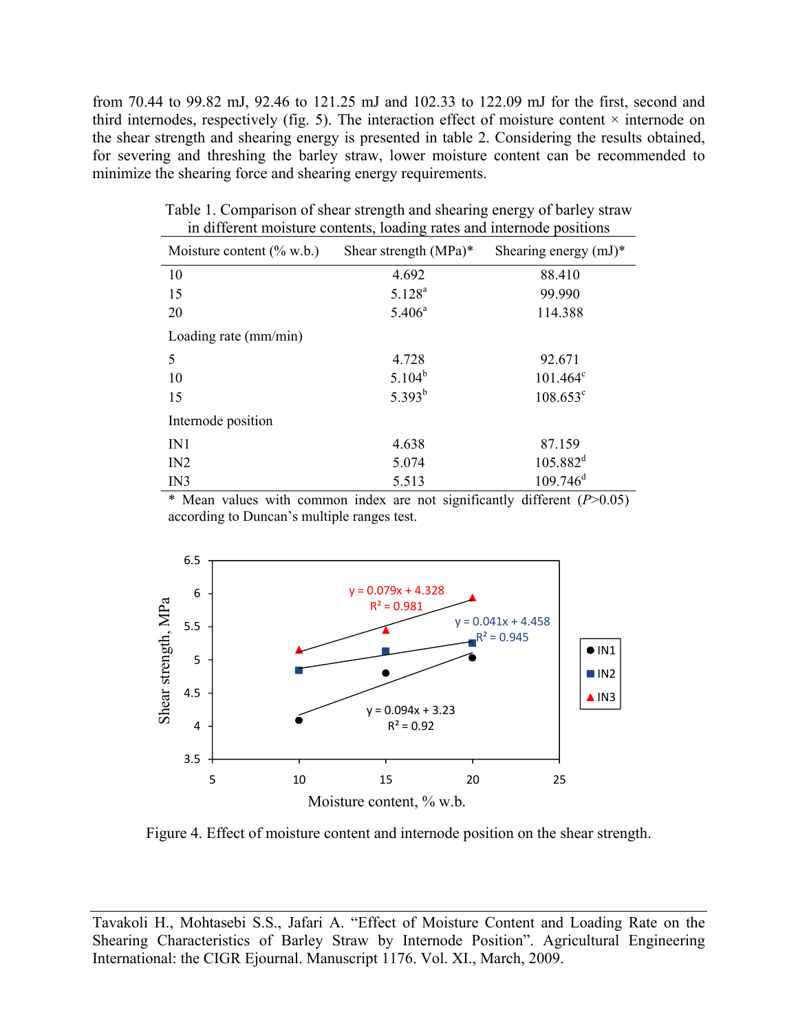from 70.44 to 99.82 mJ, 92.46 to 121.25 mJ and 102.33 to 122.09 mJ for the first, second and third internodes, respectively (fig. 5). The interaction effect of moisture content × internode on the shear strength and shearing energy is presented in table 2. Considering the results obtained, for severing and threshing the barley straw, lower moisture content can be recommended to minimize the shearing force and shearing energy requirements.

Table 1. Comparison of shear strength and shearing energy of barley straw in different moisture contents, loading rates and internode positions

| Moisture content (% w.b.) | Shear strength (MPa)* | Shearing energy (mJ)* |
|---|---|---|
| 10 | 4.692 | 88.410 |
| 15 | 5.128[a] | 99.990 |
| 20 | 5.406[a] | 114.388 |
| Loading rate (mm/min) | | |
| 5 | 4.728 | 92.671 |
| 10 | 5.104[b] | 101.464[c] |
| 15 | 5.393[b] | 108.653[c] |
| Internode position | | |
| IN1 | 4.638 | 87.159 |
| IN2 | 5.074 | 105.882[d] |
| IN3 | 5.513 | 109.746[d] |

\* Mean values with common index are not significantly different (*P*>0.05) according to Duncan's multiple ranges test.

Figure 4. Effect of moisture content and internode position on the shear strength.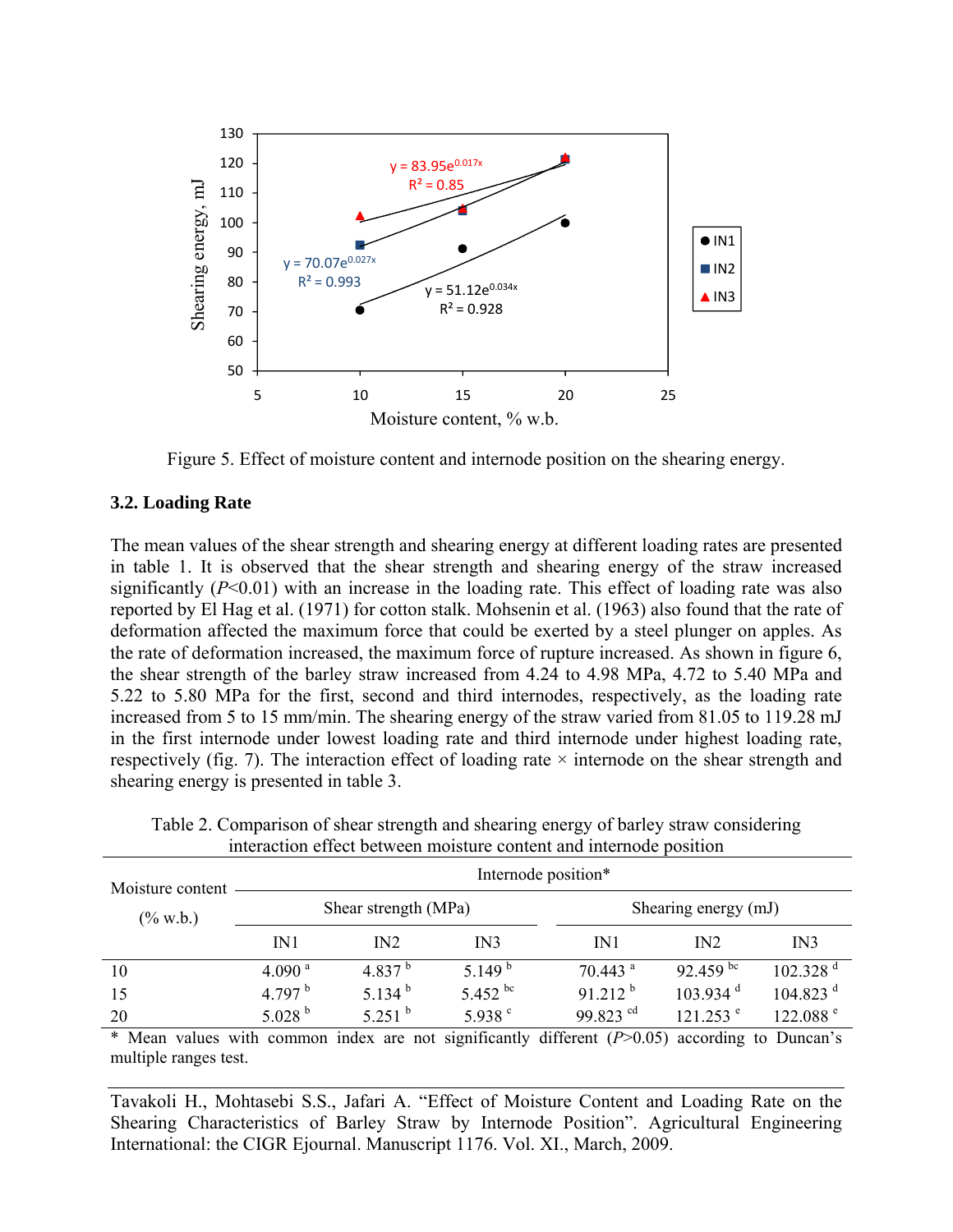Figure 5. Effect of moisture content and internode position on the shearing energy.

### 3.2. Loading Rate

The mean values of the shear strength and shearing energy at different loading rates are presented in table 1. It is observed that the shear strength and shearing energy of the straw increased significantly ($P<0.01$) with an increase in the loading rate. This effect of loading rate was also reported by El Hag et al. (1971) for cotton stalk. Mohsenin et al. (1963) also found that the rate of deformation affected the maximum force that could be exerted by a steel plunger on apples. As the rate of deformation increased, the maximum force of rupture increased. As shown in figure 6, the shear strength of the barley straw increased from 4.24 to 4.98 MPa, 4.72 to 5.40 MPa and 5.22 to 5.80 MPa for the first, second and third internodes, respectively, as the loading rate increased from 5 to 15 mm/min. The shearing energy of the straw varied from 81.05 to 119.28 mJ in the first internode under lowest loading rate and third internode under highest loading rate, respectively (fig. 7). The interaction effect of loading rate × internode on the shear strength and shearing energy is presented in table 3.

Table 2. Comparison of shear strength and shearing energy of barley straw considering interaction effect between moisture content and internode position

| Moisture content (% w.b.) | Internode position* | | | | | |
|---|---|---|---|---|---|---|
| | Shear strength (MPa) | | | Shearing energy (mJ) | | |
| | IN1 | IN2 | IN3 | IN1 | IN2 | IN3 |
| 10 | 4.090 [a] | 4.837 [b] | 5.149 [b] | 70.443 [a] | 92.459 [bc] | 102.328 [d] |
| 15 | 4.797 [b] | 5.134 [b] | 5.452 [bc] | 91.212 [b] | 103.934 [d] | 104.823 [d] |
| 20 | 5.028 [b] | 5.251 [b] | 5.938 [c] | 99.823 [cd] | 121.253 [e] | 122.088 [e] |

\* Mean values with common index are not significantly different ($P>0.05$) according to Duncan's multiple ranges test.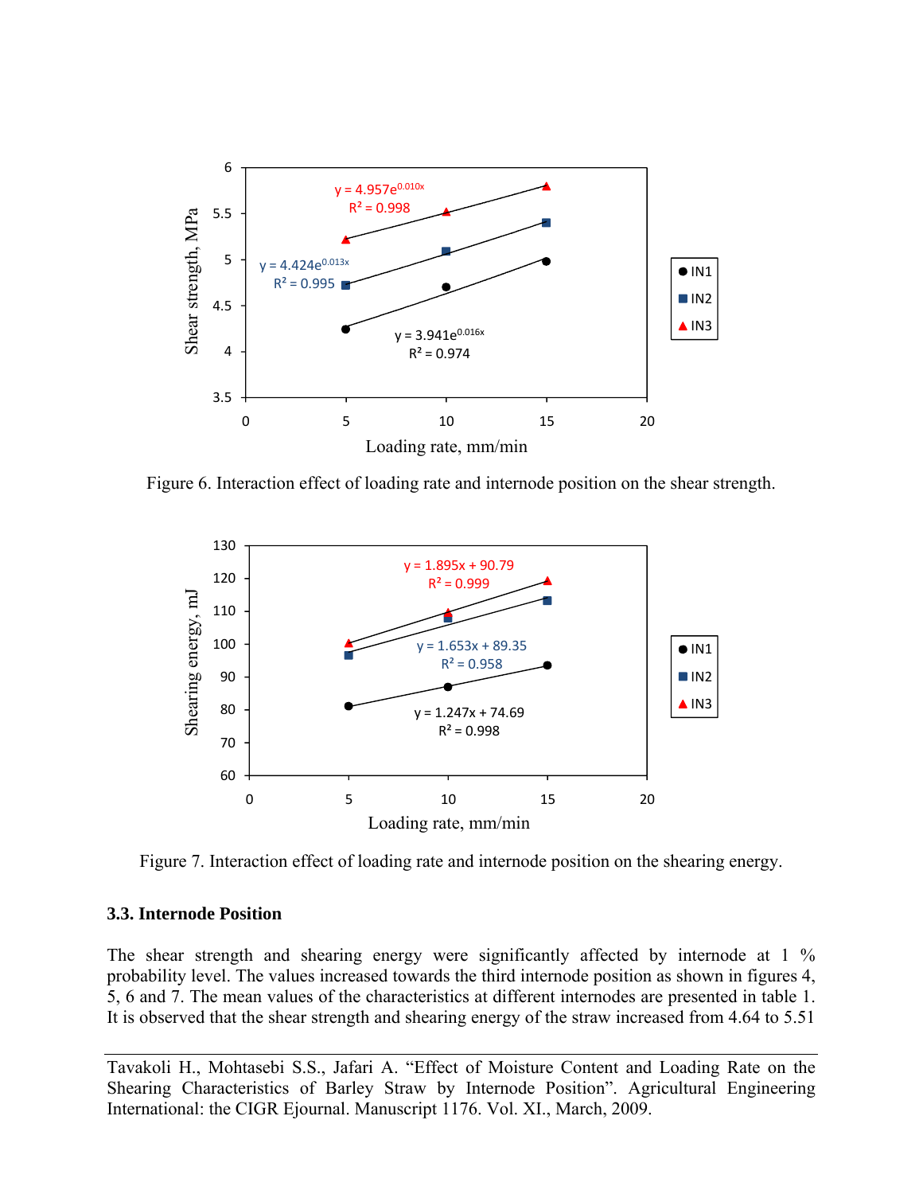Figure 6. Interaction effect of loading rate and internode position on the shear strength.

Figure 7. Interaction effect of loading rate and internode position on the shearing energy.

### 3.3. Internode Position

The shear strength and shearing energy were significantly affected by internode at 1 % probability level. The values increased towards the third internode position as shown in figures 4, 5, 6 and 7. The mean values of the characteristics at different internodes are presented in table 1. It is observed that the shear strength and shearing energy of the straw increased from 4.64 to 5.51

---

Tavakoli H., Mohtasebi S.S., Jafari A. "Effect of Moisture Content and Loading Rate on the Shearing Characteristics of Barley Straw by Internode Position". Agricultural Engineering International: the CIGR Ejournal. Manuscript 1176. Vol. XI., March, 2009.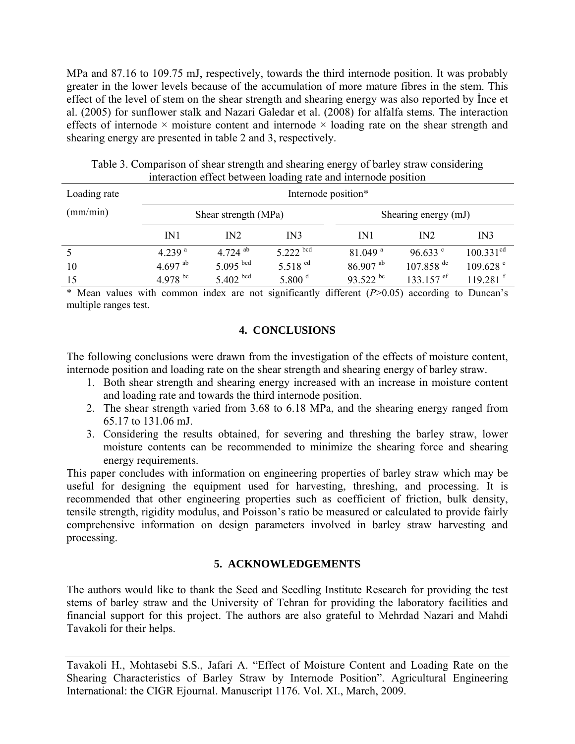MPa and 87.16 to 109.75 mJ, respectively, towards the third internode position. It was probably greater in the lower levels because of the accumulation of more mature fibres in the stem. This effect of the level of stem on the shear strength and shearing energy was also reported by İnce et al. (2005) for sunflower stalk and Nazari Galedar et al. (2008) for alfalfa stems. The interaction effects of internode × moisture content and internode × loading rate on the shear strength and shearing energy are presented in table 2 and 3, respectively.

Table 3. Comparison of shear strength and shearing energy of barley straw considering interaction effect between loading rate and internode position

| Loading rate (mm/min) | Internode position* | | | | | |
|---|---|---|---|---|---|---|
| | Shear strength (MPa) | | | Shearing energy (mJ) | | |
| | IN1 | IN2 | IN3 | IN1 | IN2 | IN3 |
| 5 | 4.239 [a] | 4.724 [ab] | 5.222 [bcd] | 81.049 [a] | 96.633 [c] | 100.331 [cd] |
| 10 | 4.697 [ab] | 5.095 [bcd] | 5.518 [cd] | 86.907 [ab] | 107.858 [de] | 109.628 [e] |
| 15 | 4.978 [bc] | 5.402 [bcd] | 5.800 [d] | 93.522 [bc] | 133.157 [ef] | 119.281 [f] |

\* Mean values with common index are not significantly different ($P$>0.05) according to Duncan's multiple ranges test.

## 4. CONCLUSIONS

The following conclusions were drawn from the investigation of the effects of moisture content, internode position and loading rate on the shear strength and shearing energy of barley straw.

1. Both shear strength and shearing energy increased with an increase in moisture content and loading rate and towards the third internode position.
2. The shear strength varied from 3.68 to 6.18 MPa, and the shearing energy ranged from 65.17 to 131.06 mJ.
3. Considering the results obtained, for severing and threshing the barley straw, lower moisture contents can be recommended to minimize the shearing force and shearing energy requirements.

This paper concludes with information on engineering properties of barley straw which may be useful for designing the equipment used for harvesting, threshing, and processing. It is recommended that other engineering properties such as coefficient of friction, bulk density, tensile strength, rigidity modulus, and Poisson's ratio be measured or calculated to provide fairly comprehensive information on design parameters involved in barley straw harvesting and processing.

## 5. ACKNOWLEDGEMENTS

The authors would like to thank the Seed and Seedling Institute Research for providing the test stems of barley straw and the University of Tehran for providing the laboratory facilities and financial support for this project. The authors are also grateful to Mehrdad Nazari and Mahdi Tavakoli for their helps.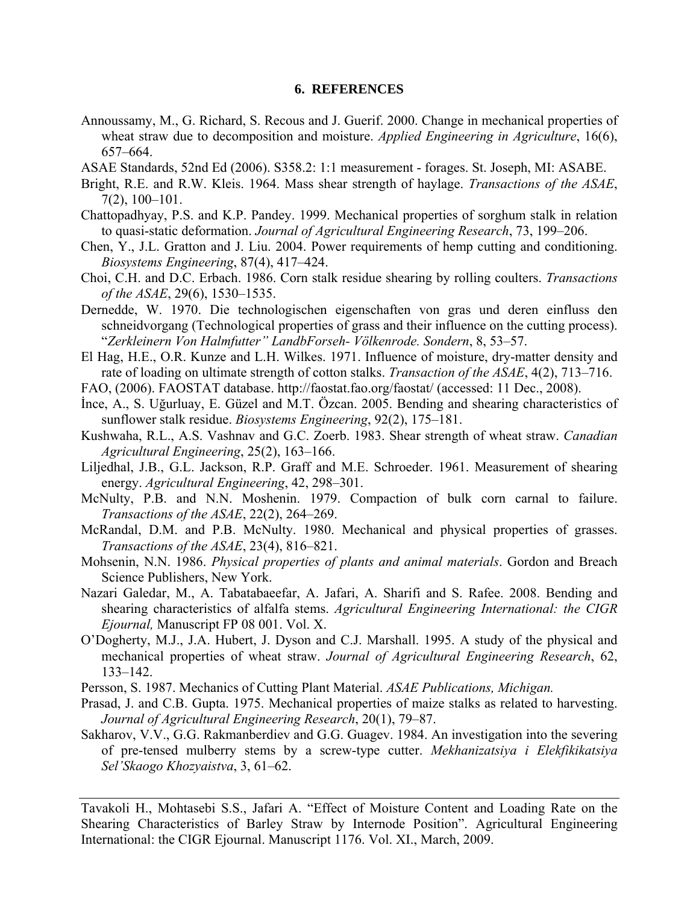## 6. REFERENCES

Annoussamy, M., G. Richard, S. Recous and J. Guerif. 2000. Change in mechanical properties of wheat straw due to decomposition and moisture. *Applied Engineering in Agriculture*, 16(6), 657–664.

ASAE Standards, 52nd Ed (2006). S358.2: 1:1 measurement - forages. St. Joseph, MI: ASABE.

Bright, R.E. and R.W. Kleis. 1964. Mass shear strength of haylage. *Transactions of the ASAE*, 7(2), 100–101.

Chattopadhyay, P.S. and K.P. Pandey. 1999. Mechanical properties of sorghum stalk in relation to quasi-static deformation. *Journal of Agricultural Engineering Research*, 73, 199–206.

Chen, Y., J.L. Gratton and J. Liu. 2004. Power requirements of hemp cutting and conditioning. *Biosystems Engineering*, 87(4), 417–424.

Choi, C.H. and D.C. Erbach. 1986. Corn stalk residue shearing by rolling coulters. *Transactions of the ASAE*, 29(6), 1530–1535.

Dernedde, W. 1970. Die technologischen eigenschaften von gras und deren einfluss den schneidvorgang (Technological properties of grass and their influence on the cutting process). "*Zerkleinern Von Halmfutter" LandbForseh- Völkenrode. Sondern*, 8, 53–57.

El Hag, H.E., O.R. Kunze and L.H. Wilkes. 1971. Influence of moisture, dry-matter density and rate of loading on ultimate strength of cotton stalks. *Transaction of the ASAE*, 4(2), 713–716.

FAO, (2006). FAOSTAT database. http://faostat.fao.org/faostat/ (accessed: 11 Dec., 2008).

İnce, A., S. Uğurluay, E. Güzel and M.T. Özcan. 2005. Bending and shearing characteristics of sunflower stalk residue. *Biosystems Engineering*, 92(2), 175–181.

Kushwaha, R.L., A.S. Vashnav and G.C. Zoerb. 1983. Shear strength of wheat straw. *Canadian Agricultural Engineering*, 25(2), 163–166.

Liljedhal, J.B., G.L. Jackson, R.P. Graff and M.E. Schroeder. 1961. Measurement of shearing energy. *Agricultural Engineering*, 42, 298–301.

McNulty, P.B. and N.N. Moshenin. 1979. Compaction of bulk corn carnal to failure. *Transactions of the ASAE*, 22(2), 264–269.

McRandal, D.M. and P.B. McNulty. 1980. Mechanical and physical properties of grasses. *Transactions of the ASAE*, 23(4), 816–821.

Mohsenin, N.N. 1986. *Physical properties of plants and animal materials*. Gordon and Breach Science Publishers, New York.

Nazari Galedar, M., A. Tabatabaeefar, A. Jafari, A. Sharifi and S. Rafee. 2008. Bending and shearing characteristics of alfalfa stems. *Agricultural Engineering International: the CIGR Ejournal,* Manuscript FP 08 001. Vol. X.

O'Dogherty, M.J., J.A. Hubert, J. Dyson and C.J. Marshall. 1995. A study of the physical and mechanical properties of wheat straw. *Journal of Agricultural Engineering Research*, 62, 133–142.

Persson, S. 1987. Mechanics of Cutting Plant Material. *ASAE Publications, Michigan.*

Prasad, J. and C.B. Gupta. 1975. Mechanical properties of maize stalks as related to harvesting. *Journal of Agricultural Engineering Research*, 20(1), 79–87.

Sakharov, V.V., G.G. Rakmanberdiev and G.G. Guagev. 1984. An investigation into the severing of pre-tensed mulberry stems by a screw-type cutter. *Mekhanizatsiya i Elekfikikatsiya Sel'Skaogo Khozyaistva*, 3, 61–62.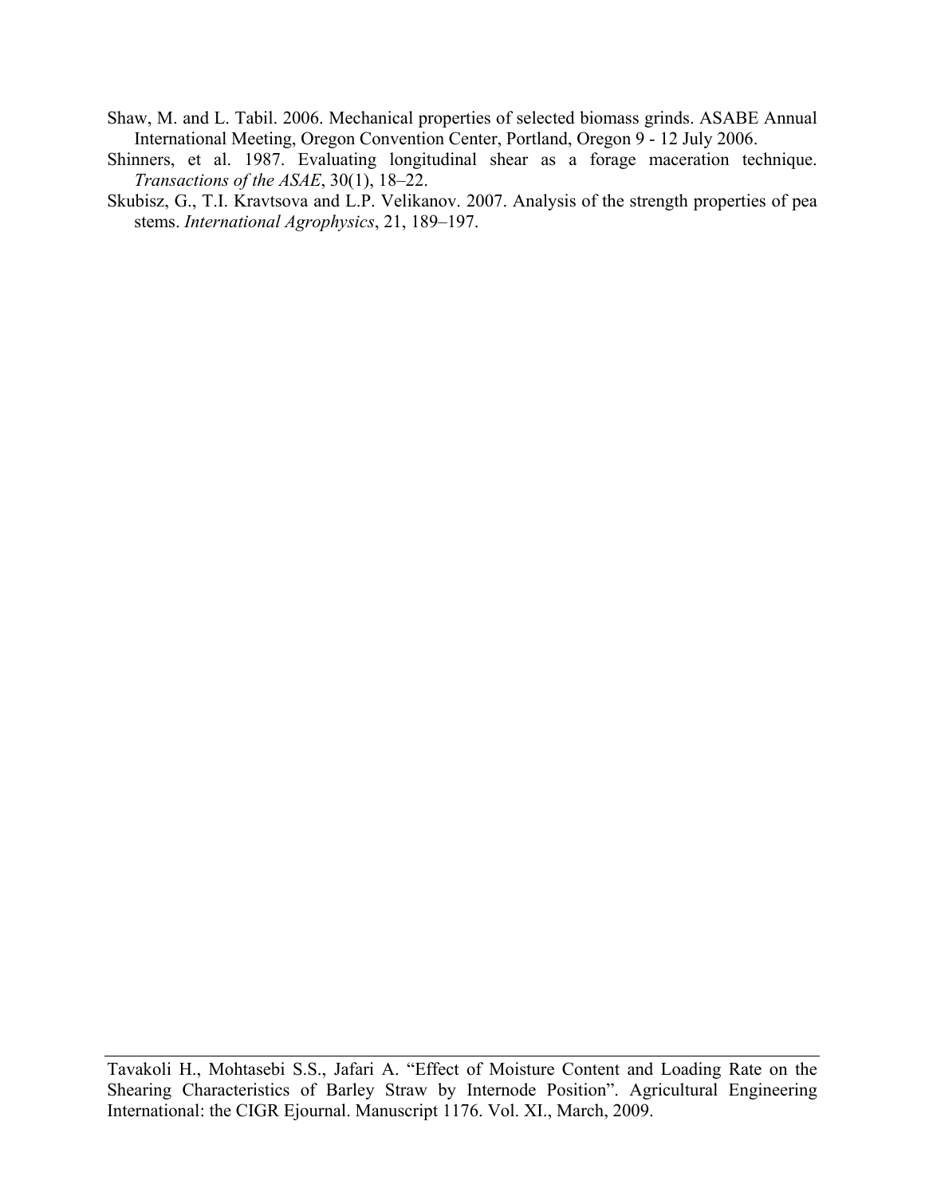Shaw, M. and L. Tabil. 2006. Mechanical properties of selected biomass grinds. ASABE Annual International Meeting, Oregon Convention Center, Portland, Oregon 9 - 12 July 2006.

Shinners, et al. 1987. Evaluating longitudinal shear as a forage maceration technique. *Transactions of the ASAE*, 30(1), 18–22.

Skubisz, G., T.I. Kravtsova and L.P. Velikanov. 2007. Analysis of the strength properties of pea stems. *International Agrophysics*, 21, 189–197.